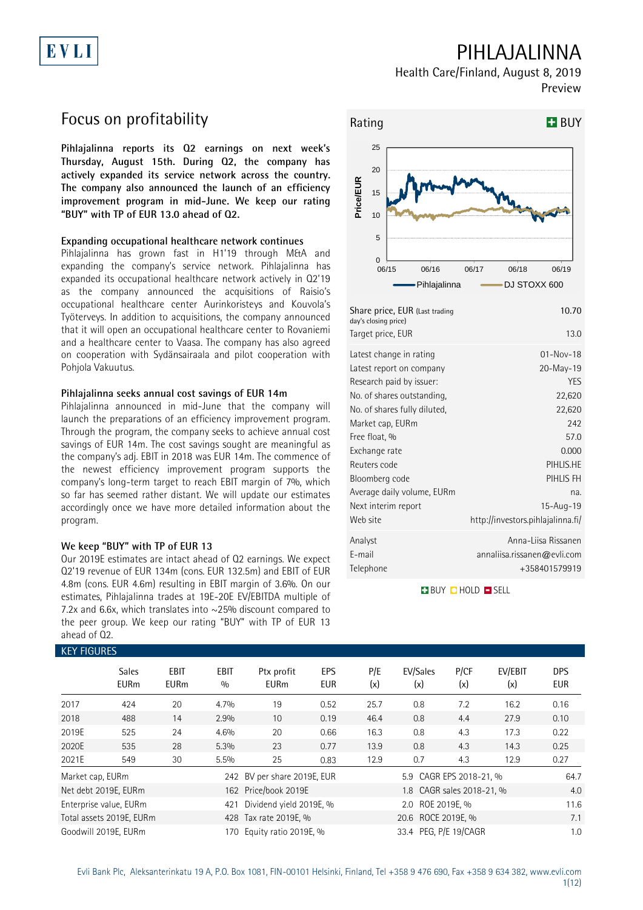EVLI

# PIHLAJALINNA

Health Care/Finland, August 8, 2019

Preview

## Focus on profitability

**Pihlajalinna reports its Q2 earnings on next week's Thursday, August 15th. During Q2, the company has actively expanded its service network across the country. The company also announced the launch of an efficiency improvement program in mid-June. We keep our rating "BUY" with TP of EUR 13.0 ahead of Q2.**

### Expanding occupational healthcare network continues

Pihlajalinna has grown fast in H1'19 through M&A and expanding the company's service network. Pihlajalinna has expanded its occupational healthcare network actively in Q2'19 as the company announced the acquisitions of Raisio's occupational healthcare center Aurinkoristeys and Kouvola's Työterveys. In addition to acquisitions, the company announced that it will open an occupational healthcare center to Rovaniemi and a healthcare center to Vaasa. The company has also agreed on cooperation with Sydänsairaala and pilot cooperation with Pohjola Vakuutus.

### Pihlajalinna seeks annual cost savings of EUR 14m

Pihlajalinna announced in mid-June that the company will launch the preparations of an efficiency improvement program. Through the program, the company seeks to achieve annual cost savings of EUR 14m. The cost savings sought are meaningful as the company's adj. EBIT in 2018 was EUR 14m. The commence of the newest efficiency improvement program supports the company's long-term target to reach EBIT margin of 7%, which so far has seemed rather distant. We will update our estimates accordingly once we have more detailed information about the program.

### We keep "BUY" with TP of EUR 13

Our 2019E estimates are intact ahead of Q2 earnings. We expect Q2'19 revenue of EUR 134m (cons. EUR 132.5m) and EBIT of EUR 4.8m (cons. EUR 4.6m) resulting in EBIT margin of 3.6%. On our estimates, Pihlajalinna trades at 19E-20E EV/EBITDA multiple of 7.2x and 6.6x, which translates into ~25% discount compared to the peer group. We keep our rating "BUY" with TP of EUR 13 ahead of Q2.

Rating: **BUY**

Price/EUR
25
20
15
10
5
0
06/15 06/16 06/17 06/18 06/19
Pihlajalinna
DJ STOXX 600

| | |
|---|---|
| Share price, EUR (Last trading day's closing price) | 10.70 |
| Target price, EUR | 13.0 |
| Latest change in rating | 01-Nov-18 |
| Latest report on company | 20-May-19 |
| Research paid by issuer: | YES |
| No. of shares outstanding, | 22,620 |
| No. of shares fully diluted, | 22,620 |
| Market cap, EURm | 242 |
| Free float, % | 57.0 |
| Exchange rate | 0.000 |
| Reuters code | PIHLIS.HE |
| Bloomberg code | PIHLIS FH |
| Average daily volume, EURm | na. |
| Next interim report | 15-Aug-19 |
| Web site | http://investors.pihlajalinna.fi/ |
| Analyst | Anna-Liisa Rissanen |
| E-mail | annaliisa.rissanen@evli.com |
| Telephone | +358401579919 |

BUY HOLD SELL

### KEY FIGURES

| | Sales EURm | EBIT EURm | EBIT % | Ptx profit EURm | EPS EUR | P/E (x) | EV/Sales (x) | P/CF (x) | EV/EBIT (x) | DPS EUR |
|---|---|---|---|---|---|---|---|---|---|---|
| 2017 | 424 | 20 | 4.7% | 19 | 0.52 | 25.7 | 0.8 | 7.2 | 16.2 | 0.16 |
| 2018 | 488 | 14 | 2.9% | 10 | 0.19 | 46.4 | 0.8 | 4.4 | 27.9 | 0.10 |
| 2019E | 525 | 24 | 4.6% | 20 | 0.66 | 16.3 | 0.8 | 4.3 | 17.3 | 0.22 |
| 2020E | 535 | 28 | 5.3% | 23 | 0.77 | 13.9 | 0.8 | 4.3 | 14.3 | 0.25 |
| 2021E | 549 | 30 | 5.5% | 25 | 0.83 | 12.9 | 0.7 | 4.3 | 12.9 | 0.27 |

| | | | | | |
|---|---|---|---|---|---|
| Market cap, EURm | 242 | BV per share 2019E, EUR | 5.9 | CAGR EPS 2018-21, % | 64.7 |
| Net debt 2019E, EURm | 162 | Price/book 2019E | 1.8 | CAGR sales 2018-21, % | 4.0 |
| Enterprise value, EURm | 421 | Dividend yield 2019E, % | 2.0 | ROE 2019E, % | 11.6 |
| Total assets 2019E, EURm | 428 | Tax rate 2019E, % | 20.6 | ROCE 2019E, % | 7.1 |
| Goodwill 2019E, EURm | 170 | Equity ratio 2019E, % | 33.4 | PEG, P/E 19/CAGR | 1.0 |

Evli Bank Plc, Aleksanterinkatu 19 A, P.O. Box 1081, FIN-00101 Helsinki, Finland, Tel +358 9 476 690, Fax +358 9 634 382, www.evli.com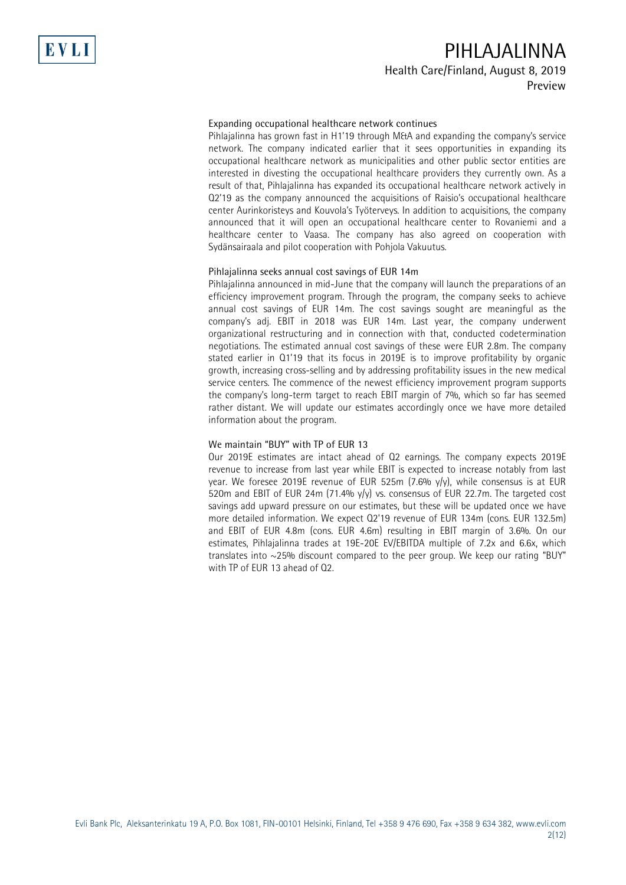### Expanding occupational healthcare network continues

Pihlajalinna has grown fast in H1'19 through M&A and expanding the company's service network. The company indicated earlier that it sees opportunities in expanding its occupational healthcare network as municipalities and other public sector entities are interested in divesting the occupational healthcare providers they currently own. As a result of that, Pihlajalinna has expanded its occupational healthcare network actively in Q2'19 as the company announced the acquisitions of Raisio's occupational healthcare center Aurinkoristeys and Kouvola's Työterveys. In addition to acquisitions, the company announced that it will open an occupational healthcare center to Rovaniemi and a healthcare center to Vaasa. The company has also agreed on cooperation with Sydänsairaala and pilot cooperation with Pohjola Vakuutus.

### Pihlajalinna seeks annual cost savings of EUR 14m

Pihlajalinna announced in mid-June that the company will launch the preparations of an efficiency improvement program. Through the program, the company seeks to achieve annual cost savings of EUR 14m. The cost savings sought are meaningful as the company's adj. EBIT in 2018 was EUR 14m. Last year, the company underwent organizational restructuring and in connection with that, conducted codetermination negotiations. The estimated annual cost savings of these were EUR 2.8m. The company stated earlier in Q1'19 that its focus in 2019E is to improve profitability by organic growth, increasing cross-selling and by addressing profitability issues in the new medical service centers. The commence of the newest efficiency improvement program supports the company's long-term target to reach EBIT margin of 7%, which so far has seemed rather distant. We will update our estimates accordingly once we have more detailed information about the program.

### We maintain "BUY" with TP of EUR 13

Our 2019E estimates are intact ahead of Q2 earnings. The company expects 2019E revenue to increase from last year while EBIT is expected to increase notably from last year. We foresee 2019E revenue of EUR 525m (7.6% y/y), while consensus is at EUR 520m and EBIT of EUR 24m (71.4% y/y) vs. consensus of EUR 22.7m. The targeted cost savings add upward pressure on our estimates, but these will be updated once we have more detailed information. We expect Q2'19 revenue of EUR 134m (cons. EUR 132.5m) and EBIT of EUR 4.8m (cons. EUR 4.6m) resulting in EBIT margin of 3.6%. On our estimates, Pihlajalinna trades at 19E-20E EV/EBITDA multiple of 7.2x and 6.6x, which translates into ~25% discount compared to the peer group. We keep our rating "BUY" with TP of EUR 13 ahead of Q2.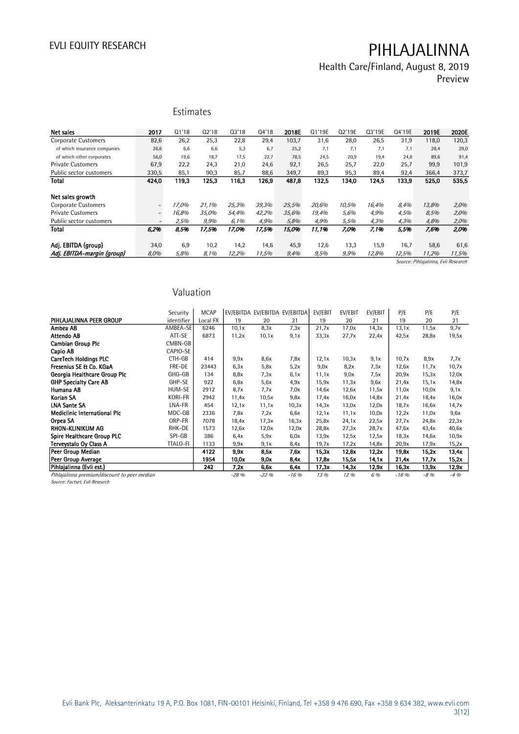## Estimates

| Net sales | 2017 | Q1'18 | Q2'18 | Q3'18 | Q4'18 | 2018E | Q1'19E | Q2'19E | Q3'19E | Q4'19E | 2019E | 2020E |
|---|---|---|---|---|---|---|---|---|---|---|---|---|
| Corporate Customers | 82,6 | 26,2 | 25,3 | 22,8 | 29,4 | 103,7 | 31,6 | 28,0 | 26,5 | 31,9 | 118,0 | 120,3 |
| of which insurance companies | 26,6 | 6,6 | 6,6 | 5,3 | 6,7 | 25,2 | 7,1 | 7,1 | 7,1 | 7,1 | 28,4 | 29,0 |
| of which other corporates | 56,0 | 19,6 | 18,7 | 17,5 | 22,7 | 78,5 | 24,5 | 20,9 | 19,4 | 24,8 | 89,6 | 91,4 |
| Private Customers | 67,9 | 22,2 | 24,3 | 21,0 | 24,6 | 92,1 | 26,5 | 25,7 | 22,0 | 25,7 | 99,9 | 101,9 |
| Public sector customers | 330,5 | 85,1 | 90,3 | 85,7 | 88,6 | 349,7 | 89,3 | 95,3 | 89,4 | 92,4 | 366,4 | 373,7 |
| **Total** | **424,0** | **119,3** | **125,3** | **116,3** | **126,9** | **487,8** | **132,5** | **134,0** | **124,5** | **133,9** | **525,0** | **535,5** |
| | | | | | | | | | | | | |
| **Net sales growth** | | | | | | | | | | | | |
| Corporate Customers | - | *17,0%* | *21,1%* | *25,3%* | *39,3%* | *25,5%* | *20,6%* | *10,5%* | *16,4%* | *8,4%* | *13,8%* | *2,0%* |
| Private Customers | - | *16,8%* | *35,0%* | *54,4%* | *42,2%* | *35,6%* | *19,4%* | *5,6%* | *4,9%* | *4,5%* | *8,5%* | *2,0%* |
| Public sector customers | - | *2,5%* | *9,9%* | *6,1%* | *4,9%* | *5,8%* | *4,9%* | *5,5%* | *4,3%* | *4,3%* | *4,8%* | *2,0%* |
| **Total** | ***6,2%*** | ***8,5%*** | ***17,5%*** | ***17,0%*** | ***17,5%*** | ***15,0%*** | ***11,1%*** | ***7,0%*** | ***7,1%*** | ***5,5%*** | ***7,6%*** | ***2,0%*** |
| | | | | | | | | | | | | |
| **Adj. EBITDA (group)** | 34,0 | 6,9 | 10,2 | 14,2 | 14,6 | 45,9 | 12,6 | 13,3 | 15,9 | 16,7 | 58,6 | 61,6 |
| ***Adj. EBITDA-margin (group)*** | *8,0%* | *5,8%* | *8,1%* | *12,2%* | *11,5%* | *9,4%* | *9,5%* | *9,9%* | *12,8%* | *12,5%* | *11,2%* | *11,5%* |

*Source: Pihlajalinna, Evli Research*

## Valuation

| PIHLAJALINNA PEER GROUP | Security identifier | MCAP Local FX | EV/EBITDA 19 | EV/EBITDA 20 | EV/EBITDA 21 | EV/EBIT 19 | EV/EBIT 20 | EV/EBIT 21 | P/E 19 | P/E 20 | P/E 21 |
|---|---|---|---|---|---|---|---|---|---|---|---|
| **Ambea AB** | AMBEA-SE | 6246 | 10,1x | 8,3x | 7,3x | 21,7x | 17,0x | 14,3x | 13,1x | 11,5x | 9,7x |
| **Attendo AB** | ATT-SE | 6873 | 11,2x | 10,1x | 9,1x | 33,3x | 27,7x | 22,4x | 42,5x | 28,8x | 19,5x |
| **Cambian Group Plc** | CMBN-GB | | | | | | | | | | |
| **Capio AB** | CAPIO-SE | | | | | | | | | | |
| **CareTech Holdings PLC** | CTH-GB | 414 | 9,9x | 8,6x | 7,8x | 12,1x | 10,3x | 9,1x | 10,7x | 8,9x | 7,7x |
| **Fresenius SE & Co. KGaA** | FRE-DE | 23443 | 6,3x | 5,8x | 5,2x | 9,0x | 8,2x | 7,3x | 12,6x | 11,7x | 10,7x |
| **Georgia Healthcare Group Plc** | GHG-GB | 134 | 8,8x | 7,3x | 6,1x | 11,1x | 9,0x | 7,5x | 20,9x | 15,3x | 12,0x |
| **GHP Specialty Care AB** | GHP-SE | 922 | 6,8x | 5,6x | 4,9x | 15,9x | 11,3x | 9,6x | 21,4x | 15,1x | 14,8x |
| **Humana AB** | HUM-SE | 2912 | 8,7x | 7,7x | 7,0x | 14,6x | 12,6x | 11,5x | 11,0x | 10,0x | 9,1x |
| **Korian SA** | KORI-FR | 2942 | 11,4x | 10,5x | 9,8x | 17,4x | 16,0x | 14,8x | 21,4x | 18,4x | 16,0x |
| **LNA Sante SA** | LNA-FR | 454 | 12,1x | 11,1x | 10,3x | 14,3x | 13,0x | 12,0x | 18,7x | 16,6x | 14,7x |
| **Mediclinic International Plc** | MDC-GB | 2336 | 7,8x | 7,2x | 6,6x | 12,1x | 11,1x | 10,0x | 12,2x | 11,0x | 9,6x |
| **Orpea SA** | ORP-FR | 7078 | 18,4x | 17,3x | 16,3x | 25,8x | 24,1x | 22,5x | 27,7x | 24,8x | 22,3x |
| **RHON-KLINIKUM AG** | RHK-DE | 1573 | 12,6x | 12,0x | 12,0x | 28,8x | 27,3x | 28,7x | 47,6x | 43,4x | 40,6x |
| **Spire Healthcare Group PLC** | SPI-GB | 386 | 6,4x | 5,9x | 6,0x | 13,9x | 12,5x | 12,5x | 18,3x | 14,6x | 10,9x |
| **Terveystalo Oy Class A** | TTALO-FI | 1133 | 9,9x | 9,1x | 8,4x | 19,7x | 17,2x | 14,8x | 20,9x | 17,9x | 15,2x |
| **Peer Group Median** | | **4122** | **9,9x** | **8,5x** | **7,6x** | **15,3x** | **12,8x** | **12,2x** | **19,8x** | **15,2x** | **13,4x** |
| **Peer Group Average** | | **1954** | **10,0x** | **9,0x** | **8,4x** | **17,8x** | **15,5x** | **14,1x** | **21,4x** | **17,7x** | **15,2x** |
| **Pihlajalinna (Evli est.)** | | **242** | **7,2x** | **6,6x** | **6,4x** | **17,3x** | **14,3x** | **12,9x** | **16,3x** | **13,9x** | **12,9x** |
| *Pihlajalinna premium/discount to peer median* | | | *-28 %* | *-22 %* | *-16 %* | *13 %* | *12 %* | *6 %* | *-18 %* | *-8 %* | *-4 %* |

*Source: Factset, Evli Research*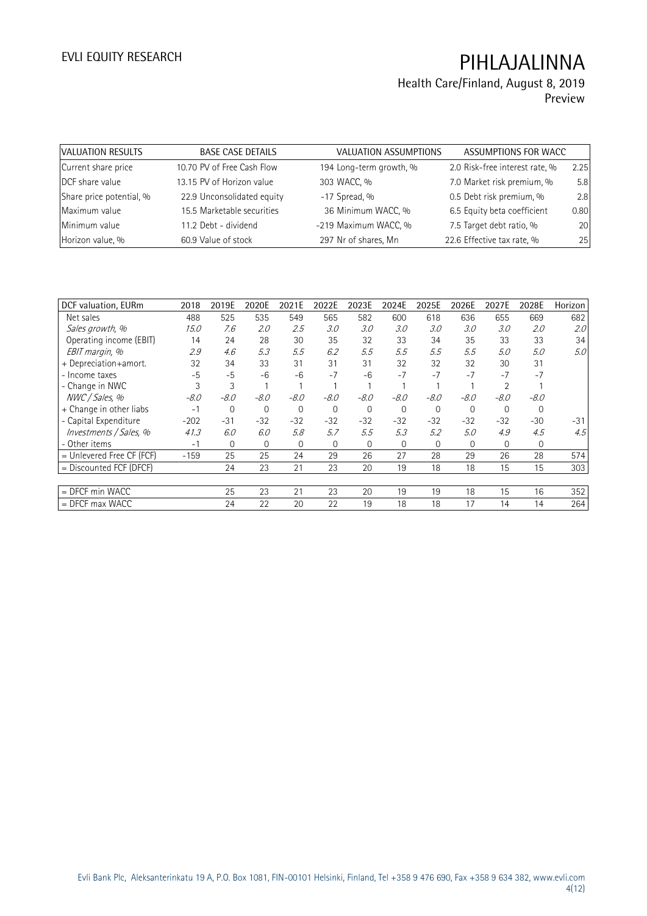| VALUATION RESULTS | | BASE CASE DETAILS | | VALUATION ASSUMPTIONS | | ASSUMPTIONS FOR WACC | |
|---|---|---|---|---|---|---|---|
| Current share price | 10.70 | PV of Free Cash Flow | 194 | Long-term growth, % | 2.0 | Risk-free interest rate, % | 2.25 |
| DCF share value | 13.15 | PV of Horizon value | 303 | WACC, % | 7.0 | Market risk premium, % | 5.8 |
| Share price potential, % | 22.9 | Unconsolidated equity | -17 | Spread, % | 0.5 | Debt risk premium, % | 2.8 |
| Maximum value | 15.5 | Marketable securities | 36 | Minimum WACC, % | 6.5 | Equity beta coefficient | 0.80 |
| Minimum value | 11.2 | Debt - dividend | -219 | Maximum WACC, % | 7.5 | Target debt ratio, % | 20 |
| Horizon value, % | 60.9 | Value of stock | 297 | Nr of shares, Mn | 22.6 | Effective tax rate, % | 25 |

| DCF valuation, EURm | 2018 | 2019E | 2020E | 2021E | 2022E | 2023E | 2024E | 2025E | 2026E | 2027E | 2028E | Horizon |
|---|---|---|---|---|---|---|---|---|---|---|---|---|
| Net sales | 488 | 525 | 535 | 549 | 565 | 582 | 600 | 618 | 636 | 655 | 669 | 682 |
| *Sales growth, %* | *15.0* | *7.6* | *2.0* | *2.5* | *3.0* | *3.0* | *3.0* | *3.0* | *3.0* | *3.0* | *2.0* | *2.0* |
| Operating income (EBIT) | 14 | 24 | 28 | 30 | 35 | 32 | 33 | 34 | 35 | 33 | 33 | 34 |
| *EBIT margin, %* | *2.9* | *4.6* | *5.3* | *5.5* | *6.2* | *5.5* | *5.5* | *5.5* | *5.5* | *5.0* | *5.0* | *5.0* |
| + Depreciation+amort. | 32 | 34 | 33 | 31 | 31 | 31 | 32 | 32 | 32 | 30 | 31 | |
| - Income taxes | -5 | -5 | -6 | -6 | -7 | -6 | -7 | -7 | -7 | -7 | -7 | |
| - Change in NWC | 3 | 3 | 1 | 1 | 1 | 1 | 1 | 1 | 1 | 2 | 1 | |
| *NWC / Sales, %* | *-8.0* | *-8.0* | *-8.0* | *-8.0* | *-8.0* | *-8.0* | *-8.0* | *-8.0* | *-8.0* | *-8.0* | *-8.0* | |
| + Change in other liabs | -1 | 0 | 0 | 0 | 0 | 0 | 0 | 0 | 0 | 0 | 0 | |
| - Capital Expenditure | -202 | -31 | -32 | -32 | -32 | -32 | -32 | -32 | -32 | -32 | -30 | -31 |
| *Investments / Sales, %* | *41.3* | *6.0* | *6.0* | *5.8* | *5.7* | *5.5* | *5.3* | *5.2* | *5.0* | *4.9* | *4.5* | *4.5* |
| - Other items | -1 | 0 | 0 | 0 | 0 | 0 | 0 | 0 | 0 | 0 | 0 | |
| = Unlevered Free CF (FCF) | -159 | 25 | 25 | 24 | 29 | 26 | 27 | 28 | 29 | 26 | 28 | 574 |
| = Discounted FCF (DFCF) | | 24 | 23 | 21 | 23 | 20 | 19 | 18 | 18 | 15 | 15 | 303 |
| | | | | | | | | | | | | |
| = DFCF min WACC | | 25 | 23 | 21 | 23 | 20 | 19 | 19 | 18 | 15 | 16 | 352 |
| = DFCF max WACC | | 24 | 22 | 20 | 22 | 19 | 18 | 18 | 17 | 14 | 14 | 264 |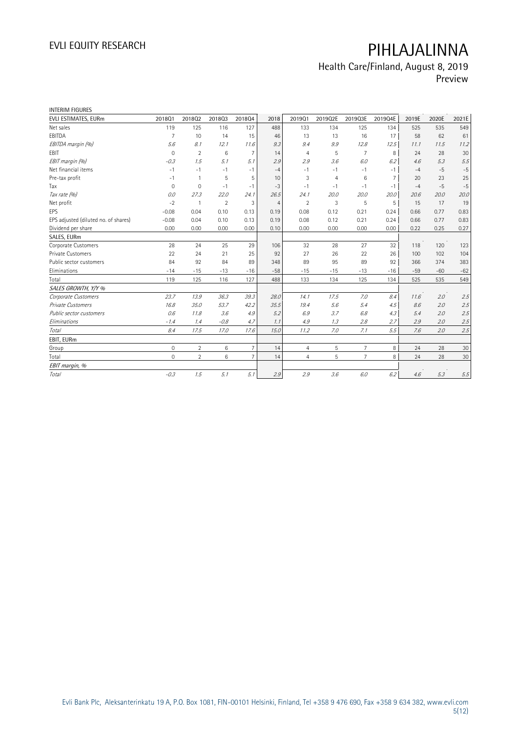EVLI EQUITY RESEARCH

# PIHLAJALINNA

Health Care/Finland, August 8, 2019

Preview

INTERIM FIGURES

| EVLI ESTIMATES, EURm | 2018Q1 | 2018Q2 | 2018Q3 | 2018Q4 | 2018 | 2019Q1 | 2019Q2E | 2019Q3E | 2019Q4E | 2019E | 2020E | 2021E |
|---|---|---|---|---|---|---|---|---|---|---|---|---|
| Net sales | 119 | 125 | 116 | 127 | 488 | 133 | 134 | 125 | 134 | 525 | 535 | 549 |
| EBITDA | 7 | 10 | 14 | 15 | 46 | 13 | 13 | 16 | 17 | 58 | 62 | 61 |
| *EBITDA margin (%)* | *5.6* | *8.1* | *12.1* | *11.6* | *9.3* | *9.4* | *9.9* | *12.8* | *12.5* | *11.1* | *11.5* | *11.2* |
| EBIT | 0 | 2 | 6 | 7 | 14 | 4 | 5 | 7 | 8 | 24 | 28 | 30 |
| *EBIT margin (%)* | *-0.3* | *1.5* | *5.1* | *5.1* | *2.9* | *2.9* | *3.6* | *6.0* | *6.2* | *4.6* | *5.3* | *5.5* |
| Net financial items | -1 | -1 | -1 | -1 | -4 | -1 | -1 | -1 | -1 | -4 | -5 | -5 |
| Pre-tax profit | -1 | 1 | 5 | 5 | 10 | 3 | 4 | 6 | 7 | 20 | 23 | 25 |
| Tax | 0 | 0 | -1 | -1 | -3 | -1 | -1 | -1 | -1 | -4 | -5 | -5 |
| *Tax rate (%)* | *0.0* | *27.3* | *22.0* | *24.1* | *26.5* | *24.1* | *20.0* | *20.0* | *20.0* | *20.6* | *20.0* | *20.0* |
| Net profit | -2 | 1 | 2 | 3 | 4 | 2 | 3 | 5 | 5 | 15 | 17 | 19 |
| EPS | -0.08 | 0.04 | 0.10 | 0.13 | 0.19 | 0.08 | 0.12 | 0.21 | 0.24 | 0.66 | 0.77 | 0.83 |
| EPS adjusted (diluted no. of shares) | -0.08 | 0.04 | 0.10 | 0.13 | 0.19 | 0.08 | 0.12 | 0.21 | 0.24 | 0.66 | 0.77 | 0.83 |
| Dividend per share | 0.00 | 0.00 | 0.00 | 0.00 | 0.10 | 0.00 | 0.00 | 0.00 | 0.00 | 0.22 | 0.25 | 0.27 |
| SALES, EURm | | | | | | | | | | | | |
| Corporate Customers | 28 | 24 | 25 | 29 | 106 | 32 | 28 | 27 | 32 | 118 | 120 | 123 |
| Private Customers | 22 | 24 | 21 | 25 | 92 | 27 | 26 | 22 | 26 | 100 | 102 | 104 |
| Public sector customers | 84 | 92 | 84 | 89 | 348 | 89 | 95 | 89 | 92 | 366 | 374 | 383 |
| Eliminations | -14 | -15 | -13 | -16 | -58 | -15 | -15 | -13 | -16 | -59 | -60 | -62 |
| Total | 119 | 125 | 116 | 127 | 488 | 133 | 134 | 125 | 134 | 525 | 535 | 549 |
| *SALES GROWTH, Y/Y %* | | | | | | | | | | | | |
| *Corporate Customers* | *23.7* | *13.9* | *36.3* | *39.3* | *28.0* | *14.1* | *17.5* | *7.0* | *8.4* | *11.6* | *2.0* | *2.5* |
| *Private Customers* | *16.8* | *35.0* | *53.7* | *42.2* | *35.5* | *19.4* | *5.6* | *5.4* | *4.5* | *8.6* | *2.0* | *2.5* |
| *Public sector customers* | *0.6* | *11.8* | *3.6* | *4.9* | *5.2* | *6.9* | *3.7* | *6.8* | *4.3* | *5.4* | *2.0* | *2.5* |
| *Eliminations* | *-1.4* | *1.4* | *-0.8* | *4.7* | *1.1* | *4.9* | *1.3* | *2.8* | *2.7* | *2.9* | *2.0* | *2.5* |
| *Total* | *8.4* | *17.5* | *17.0* | *17.6* | *15.0* | *11.2* | *7.0* | *7.1* | *5.5* | *7.6* | *2.0* | *2.5* |
| EBIT, EURm | | | | | | | | | | | | |
| Group | 0 | 2 | 6 | 7 | 14 | 4 | 5 | 7 | 8 | 24 | 28 | 30 |
| Total | 0 | 2 | 6 | 7 | 14 | 4 | 5 | 7 | 8 | 24 | 28 | 30 |
| *EBIT margin, %* | | | | | | | | | | | | |
| *Total* | *-0.3* | *1.5* | *5.1* | *5.1* | *2.9* | *2.9* | *3.6* | *6.0* | *6.2* | *4.6* | *5.3* | *5.5* |

Evli Bank Plc, Aleksanterinkatu 19 A, P.O. Box 1081, FIN-00101 Helsinki, Finland, Tel +358 9 476 690, Fax +358 9 634 382, www.evli.com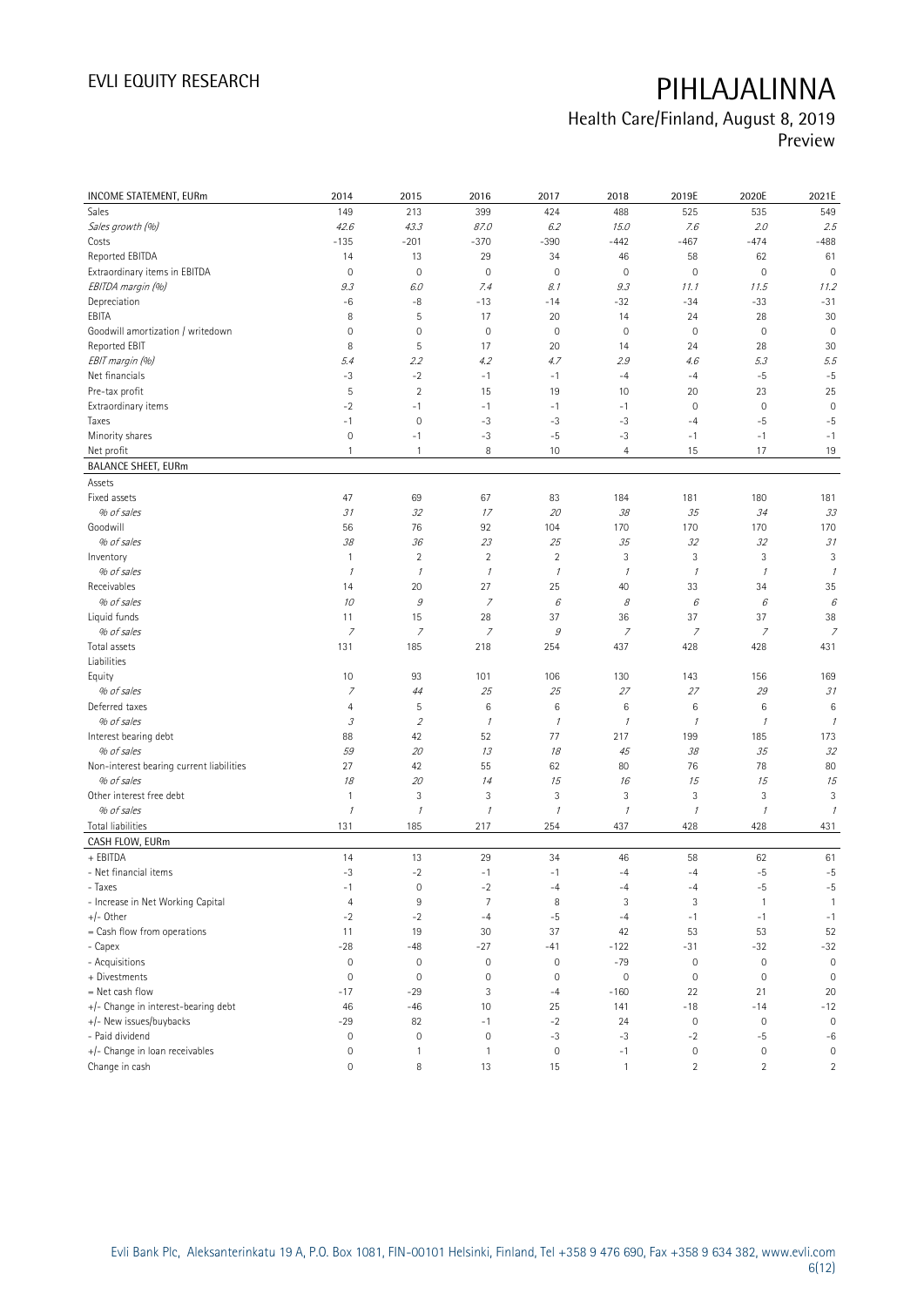# PIHLAJALINNA

Health Care/Finland, August 8, 2019
Preview

| INCOME STATEMENT, EURm | 2014 | 2015 | 2016 | 2017 | 2018 | 2019E | 2020E | 2021E |
|---|---|---|---|---|---|---|---|---|
| Sales | 149 | 213 | 399 | 424 | 488 | 525 | 535 | 549 |
| *Sales growth (%)* | *42.6* | *43.3* | *87.0* | *6.2* | *15.0* | *7.6* | *2.0* | *2.5* |
| Costs | -135 | -201 | -370 | -390 | -442 | -467 | -474 | -488 |
| Reported EBITDA | 14 | 13 | 29 | 34 | 46 | 58 | 62 | 61 |
| Extraordinary items in EBITDA | 0 | 0 | 0 | 0 | 0 | 0 | 0 | 0 |
| *EBITDA margin (%)* | *9.3* | *6.0* | *7.4* | *8.1* | *9.3* | *11.1* | *11.5* | *11.2* |
| Depreciation | -6 | -8 | -13 | -14 | -32 | -34 | -33 | -31 |
| EBITA | 8 | 5 | 17 | 20 | 14 | 24 | 28 | 30 |
| Goodwill amortization / writedown | 0 | 0 | 0 | 0 | 0 | 0 | 0 | 0 |
| Reported EBIT | 8 | 5 | 17 | 20 | 14 | 24 | 28 | 30 |
| *EBIT margin (%)* | *5.4* | *2.2* | *4.2* | *4.7* | *2.9* | *4.6* | *5.3* | *5.5* |
| Net financials | -3 | -2 | -1 | -1 | -4 | -4 | -5 | -5 |
| Pre-tax profit | 5 | 2 | 15 | 19 | 10 | 20 | 23 | 25 |
| Extraordinary items | -2 | -1 | -1 | -1 | -1 | 0 | 0 | 0 |
| Taxes | -1 | 0 | -3 | -3 | -3 | -4 | -5 | -5 |
| Minority shares | 0 | -1 | -3 | -5 | -3 | -1 | -1 | -1 |
| Net profit | 1 | 1 | 8 | 10 | 4 | 15 | 17 | 19 |
| **BALANCE SHEET, EURm** | | | | | | | | |
| Assets | | | | | | | | |
| Fixed assets | 47 | 69 | 67 | 83 | 184 | 181 | 180 | 181 |
| *% of sales* | *31* | *32* | *17* | *20* | *38* | *35* | *34* | *33* |
| Goodwill | 56 | 76 | 92 | 104 | 170 | 170 | 170 | 170 |
| *% of sales* | *38* | *36* | *23* | *25* | *35* | *32* | *32* | *31* |
| Inventory | 1 | 2 | 2 | 2 | 3 | 3 | 3 | 3 |
| *% of sales* | *1* | *1* | *1* | *1* | *1* | *1* | *1* | *1* |
| Receivables | 14 | 20 | 27 | 25 | 40 | 33 | 34 | 35 |
| *% of sales* | *10* | *9* | *7* | *6* | *8* | *6* | *6* | *6* |
| Liquid funds | 11 | 15 | 28 | 37 | 36 | 37 | 37 | 38 |
| *% of sales* | *7* | *7* | *7* | *9* | *7* | *7* | *7* | *7* |
| Total assets | 131 | 185 | 218 | 254 | 437 | 428 | 428 | 431 |
| Liabilities | | | | | | | | |
| Equity | 10 | 93 | 101 | 106 | 130 | 143 | 156 | 169 |
| *% of sales* | *7* | *44* | *25* | *25* | *27* | *27* | *29* | *31* |
| Deferred taxes | 4 | 5 | 6 | 6 | 6 | 6 | 6 | 6 |
| *% of sales* | *3* | *2* | *1* | *1* | *1* | *1* | *1* | *1* |
| Interest bearing debt | 88 | 42 | 52 | 77 | 217 | 199 | 185 | 173 |
| *% of sales* | *59* | *20* | *13* | *18* | *45* | *38* | *35* | *32* |
| Non-interest bearing current liabilities | 27 | 42 | 55 | 62 | 80 | 76 | 78 | 80 |
| *% of sales* | *18* | *20* | *14* | *15* | *16* | *15* | *15* | *15* |
| Other interest free debt | 1 | 3 | 3 | 3 | 3 | 3 | 3 | 3 |
| *% of sales* | *1* | *1* | *1* | *1* | *1* | *1* | *1* | *1* |
| Total liabilities | 131 | 185 | 217 | 254 | 437 | 428 | 428 | 431 |
| **CASH FLOW, EURm** | | | | | | | | |
| + EBITDA | 14 | 13 | 29 | 34 | 46 | 58 | 62 | 61 |
| - Net financial items | -3 | -2 | -1 | -1 | -4 | -4 | -5 | -5 |
| - Taxes | -1 | 0 | -2 | -4 | -4 | -4 | -5 | -5 |
| - Increase in Net Working Capital | 4 | 9 | 7 | 8 | 3 | 3 | 1 | 1 |
| +/- Other | -2 | -2 | -4 | -5 | -4 | -1 | -1 | -1 |
| = Cash flow from operations | 11 | 19 | 30 | 37 | 42 | 53 | 53 | 52 |
| - Capex | -28 | -48 | -27 | -41 | -122 | -31 | -32 | -32 |
| - Acquisitions | 0 | 0 | 0 | 0 | -79 | 0 | 0 | 0 |
| + Divestments | 0 | 0 | 0 | 0 | 0 | 0 | 0 | 0 |
| = Net cash flow | -17 | -29 | 3 | -4 | -160 | 22 | 21 | 20 |
| +/- Change in interest-bearing debt | 46 | -46 | 10 | 25 | 141 | -18 | -14 | -12 |
| +/- New issues/buybacks | -29 | 82 | -1 | -2 | 24 | 0 | 0 | 0 |
| - Paid dividend | 0 | 0 | 0 | -3 | -3 | -2 | -5 | -6 |
| +/- Change in loan receivables | 0 | 1 | 1 | 0 | -1 | 0 | 0 | 0 |
| Change in cash | 0 | 8 | 13 | 15 | 1 | 2 | 2 | 2 |

Evli Bank Plc, Aleksanterinkatu 19 A, P.O. Box 1081, FIN-00101 Helsinki, Finland, Tel +358 9 476 690, Fax +358 9 634 382, www.evli.com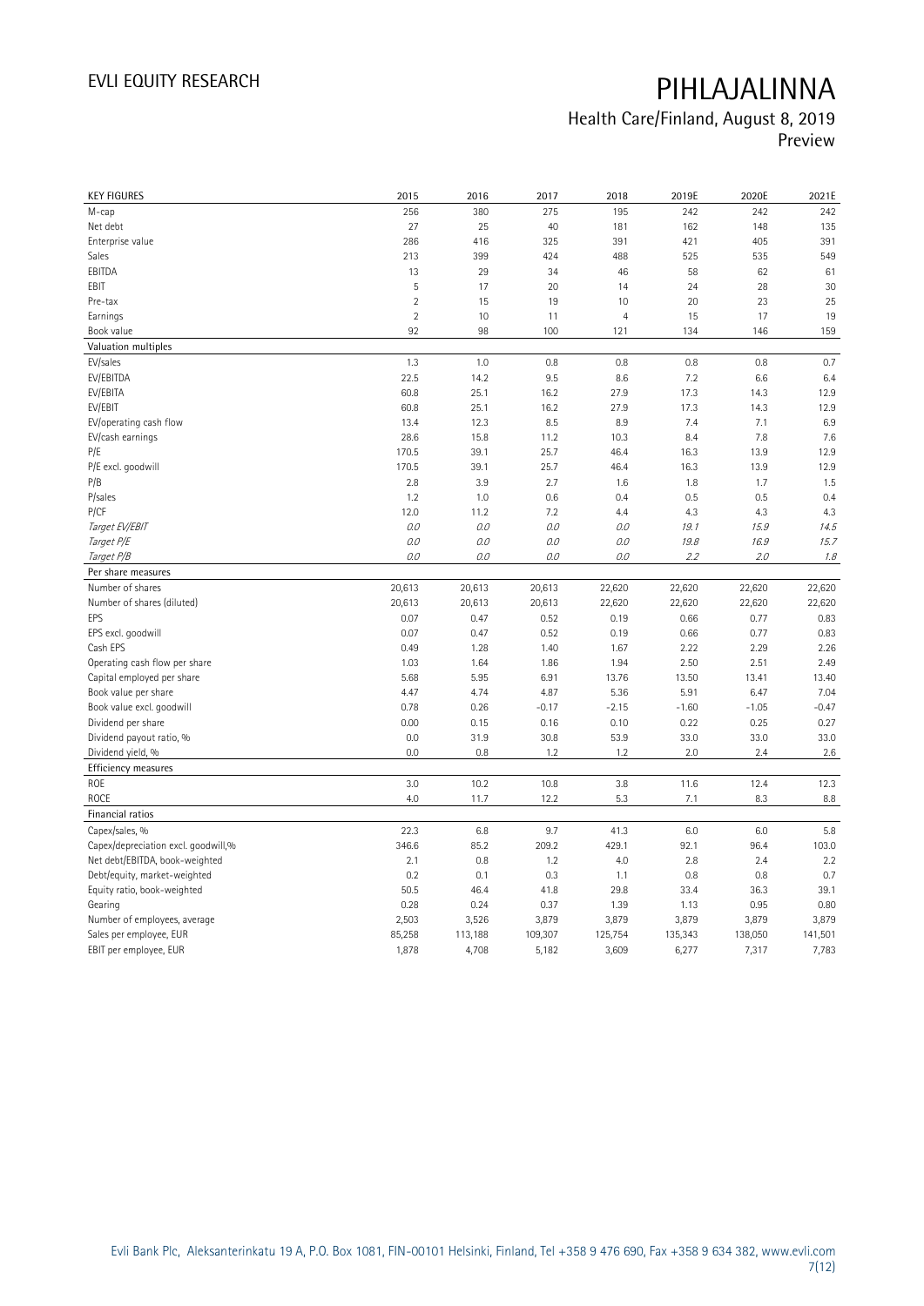| KEY FIGURES | 2015 | 2016 | 2017 | 2018 | 2019E | 2020E | 2021E |
|---|---|---|---|---|---|---|---|
| M-cap | 256 | 380 | 275 | 195 | 242 | 242 | 242 |
| Net debt | 27 | 25 | 40 | 181 | 162 | 148 | 135 |
| Enterprise value | 286 | 416 | 325 | 391 | 421 | 405 | 391 |
| Sales | 213 | 399 | 424 | 488 | 525 | 535 | 549 |
| EBITDA | 13 | 29 | 34 | 46 | 58 | 62 | 61 |
| EBIT | 5 | 17 | 20 | 14 | 24 | 28 | 30 |
| Pre-tax | 2 | 15 | 19 | 10 | 20 | 23 | 25 |
| Earnings | 2 | 10 | 11 | 4 | 15 | 17 | 19 |
| Book value | 92 | 98 | 100 | 121 | 134 | 146 | 159 |
| **Valuation multiples** | | | | | | | |
| EV/sales | 1.3 | 1.0 | 0.8 | 0.8 | 0.8 | 0.8 | 0.7 |
| EV/EBITDA | 22.5 | 14.2 | 9.5 | 8.6 | 7.2 | 6.6 | 6.4 |
| EV/EBITA | 60.8 | 25.1 | 16.2 | 27.9 | 17.3 | 14.3 | 12.9 |
| EV/EBIT | 60.8 | 25.1 | 16.2 | 27.9 | 17.3 | 14.3 | 12.9 |
| EV/operating cash flow | 13.4 | 12.3 | 8.5 | 8.9 | 7.4 | 7.1 | 6.9 |
| EV/cash earnings | 28.6 | 15.8 | 11.2 | 10.3 | 8.4 | 7.8 | 7.6 |
| P/E | 170.5 | 39.1 | 25.7 | 46.4 | 16.3 | 13.9 | 12.9 |
| P/E excl. goodwill | 170.5 | 39.1 | 25.7 | 46.4 | 16.3 | 13.9 | 12.9 |
| P/B | 2.8 | 3.9 | 2.7 | 1.6 | 1.8 | 1.7 | 1.5 |
| P/sales | 1.2 | 1.0 | 0.6 | 0.4 | 0.5 | 0.5 | 0.4 |
| P/CF | 12.0 | 11.2 | 7.2 | 4.4 | 4.3 | 4.3 | 4.3 |
| *Target EV/EBIT* | *0.0* | *0.0* | *0.0* | *0.0* | *19.1* | *15.9* | *14.5* |
| *Target P/E* | *0.0* | *0.0* | *0.0* | *0.0* | *19.8* | *16.9* | *15.7* |
| *Target P/B* | *0.0* | *0.0* | *0.0* | *0.0* | *2.2* | *2.0* | *1.8* |
| **Per share measures** | | | | | | | |
| Number of shares | 20,613 | 20,613 | 20,613 | 22,620 | 22,620 | 22,620 | 22,620 |
| Number of shares (diluted) | 20,613 | 20,613 | 20,613 | 22,620 | 22,620 | 22,620 | 22,620 |
| EPS | 0.07 | 0.47 | 0.52 | 0.19 | 0.66 | 0.77 | 0.83 |
| EPS excl. goodwill | 0.07 | 0.47 | 0.52 | 0.19 | 0.66 | 0.77 | 0.83 |
| Cash EPS | 0.49 | 1.28 | 1.40 | 1.67 | 2.22 | 2.29 | 2.26 |
| Operating cash flow per share | 1.03 | 1.64 | 1.86 | 1.94 | 2.50 | 2.51 | 2.49 |
| Capital employed per share | 5.68 | 5.95 | 6.91 | 13.76 | 13.50 | 13.41 | 13.40 |
| Book value per share | 4.47 | 4.74 | 4.87 | 5.36 | 5.91 | 6.47 | 7.04 |
| Book value excl. goodwill | 0.78 | 0.26 | -0.17 | -2.15 | -1.60 | -1.05 | -0.47 |
| Dividend per share | 0.00 | 0.15 | 0.16 | 0.10 | 0.22 | 0.25 | 0.27 |
| Dividend payout ratio, % | 0.0 | 31.9 | 30.8 | 53.9 | 33.0 | 33.0 | 33.0 |
| Dividend yield, % | 0.0 | 0.8 | 1.2 | 1.2 | 2.0 | 2.4 | 2.6 |
| **Efficiency measures** | | | | | | | |
| ROE | 3.0 | 10.2 | 10.8 | 3.8 | 11.6 | 12.4 | 12.3 |
| ROCE | 4.0 | 11.7 | 12.2 | 5.3 | 7.1 | 8.3 | 8.8 |
| **Financial ratios** | | | | | | | |
| Capex/sales, % | 22.3 | 6.8 | 9.7 | 41.3 | 6.0 | 6.0 | 5.8 |
| Capex/depreciation excl. goodwill,% | 346.6 | 85.2 | 209.2 | 429.1 | 92.1 | 96.4 | 103.0 |
| Net debt/EBITDA, book-weighted | 2.1 | 0.8 | 1.2 | 4.0 | 2.8 | 2.4 | 2.2 |
| Debt/equity, market-weighted | 0.2 | 0.1 | 0.3 | 1.1 | 0.8 | 0.8 | 0.7 |
| Equity ratio, book-weighted | 50.5 | 46.4 | 41.8 | 29.8 | 33.4 | 36.3 | 39.1 |
| Gearing | 0.28 | 0.24 | 0.37 | 1.39 | 1.13 | 0.95 | 0.80 |
| Number of employees, average | 2,503 | 3,526 | 3,879 | 3,879 | 3,879 | 3,879 | 3,879 |
| Sales per employee, EUR | 85,258 | 113,188 | 109,307 | 125,754 | 135,343 | 138,050 | 141,501 |
| EBIT per employee, EUR | 1,878 | 4,708 | 5,182 | 3,609 | 6,277 | 7,317 | 7,783 |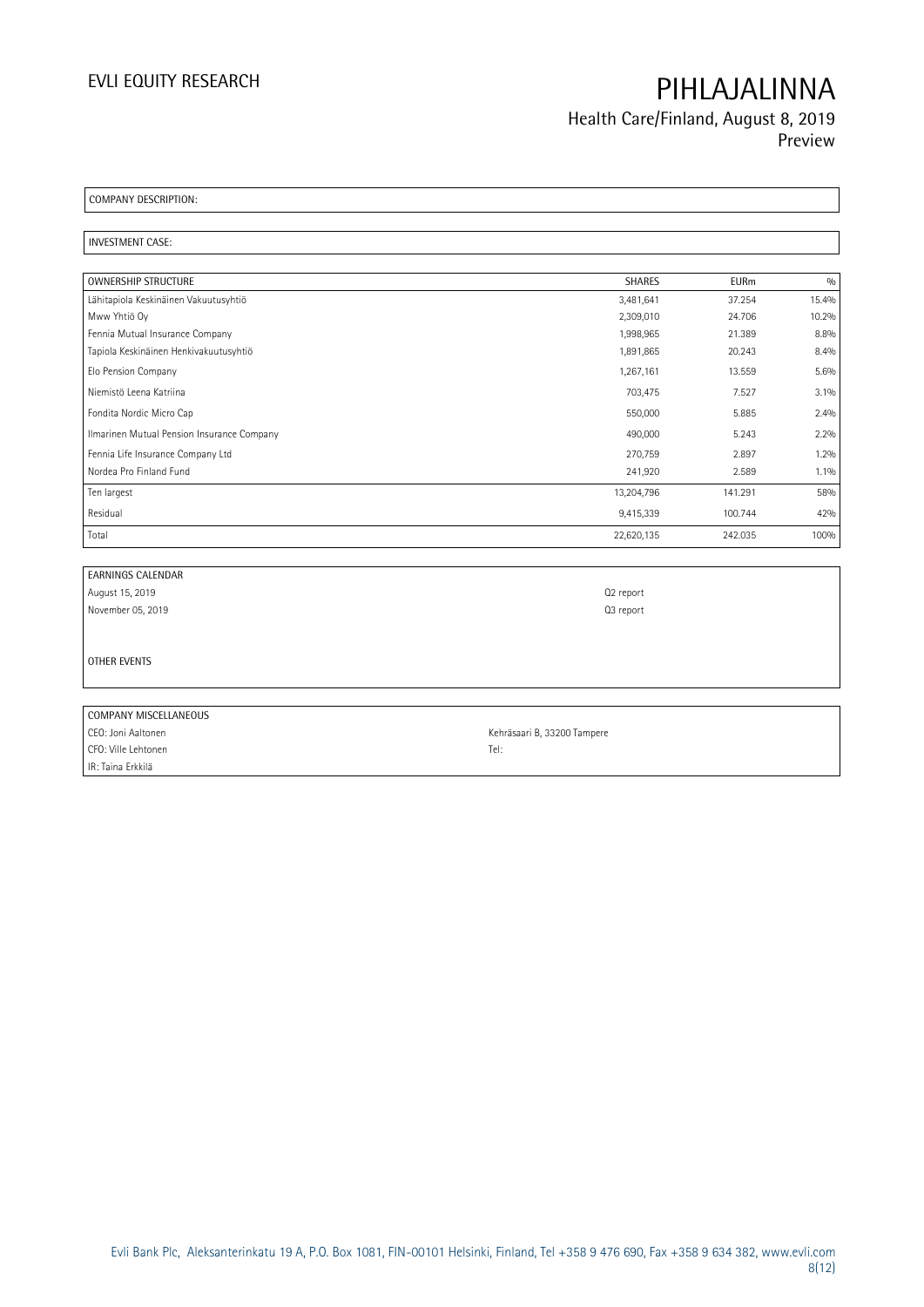COMPANY DESCRIPTION:

INVESTMENT CASE:

| OWNERSHIP STRUCTURE | SHARES | EURm | % |
|---|---|---|---|
| Lähitapiola Keskinäinen Vakuutusyhtiö | 3,481,641 | 37.254 | 15.4% |
| Mww Yhtiö Oy | 2,309,010 | 24.706 | 10.2% |
| Fennia Mutual Insurance Company | 1,998,965 | 21.389 | 8.8% |
| Tapiola Keskinäinen Henkivakuutusyhtiö | 1,891,865 | 20.243 | 8.4% |
| Elo Pension Company | 1,267,161 | 13.559 | 5.6% |
| Niemistö Leena Katriina | 703,475 | 7.527 | 3.1% |
| Fondita Nordic Micro Cap | 550,000 | 5.885 | 2.4% |
| Ilmarinen Mutual Pension Insurance Company | 490,000 | 5.243 | 2.2% |
| Fennia Life Insurance Company Ltd | 270,759 | 2.897 | 1.2% |
| Nordea Pro Finland Fund | 241,920 | 2.589 | 1.1% |
| Ten largest | 13,204,796 | 141.291 | 58% |
| Residual | 9,415,339 | 100.744 | 42% |
| Total | 22,620,135 | 242.035 | 100% |

| EARNINGS CALENDAR | |
|---|---|
| August 15, 2019 | Q2 report |
| November 05, 2019 | Q3 report |

OTHER EVENTS

| COMPANY MISCELLANEOUS | |
|---|---|
| CEO: Joni Aaltonen | Kehräsaari B, 33200 Tampere |
| CFO: Ville Lehtonen | Tel: |
| IR: Taina Erkkilä | |

Evli Bank Plc, Aleksanterinkatu 19 A, P.O. Box 1081, FIN-00101 Helsinki, Finland, Tel +358 9 476 690, Fax +358 9 634 382, www.evli.com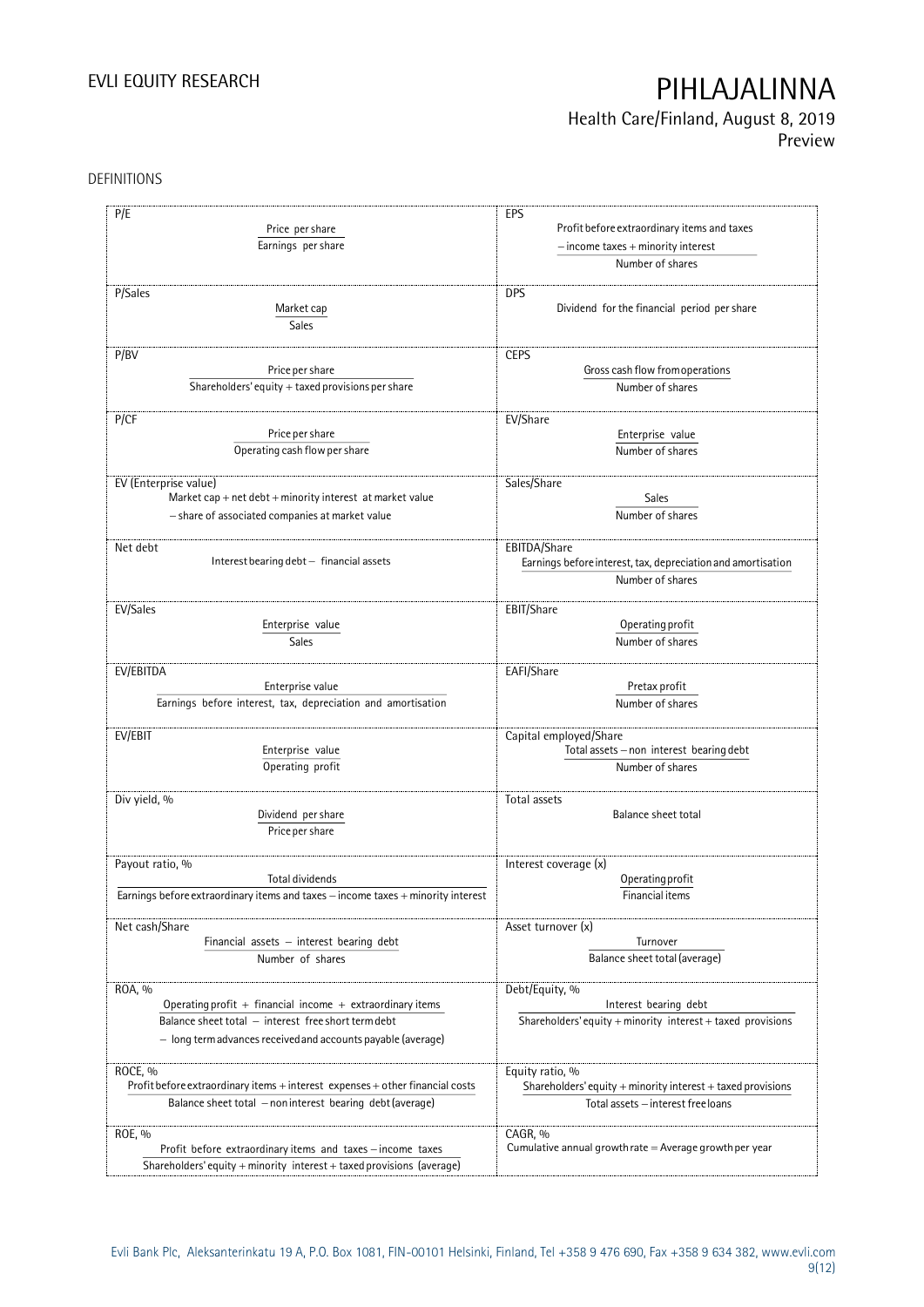DEFINITIONS

| | |
|---|---|
| **P/E**<br>Price per share / Earnings per share | **EPS**<br>Profit before extraordinary items and taxes − income taxes + minority interest / Number of shares |
| **P/Sales**<br>Market cap / Sales | **DPS**<br>Dividend for the financial period per share |
| **P/BV**<br>Price per share / Shareholders' equity + taxed provisions per share | **CEPS**<br>Gross cash flow from operations / Number of shares |
| **P/CF**<br>Price per share / Operating cash flow per share | **EV/Share**<br>Enterprise value / Number of shares |
| **EV (Enterprise value)**<br>Market cap + net debt + minority interest at market value − share of associated companies at market value | **Sales/Share**<br>Sales / Number of shares |
| **Net debt**<br>Interest bearing debt − financial assets | **EBITDA/Share**<br>Earnings before interest, tax, depreciation and amortisation / Number of shares |
| **EV/Sales**<br>Enterprise value / Sales | **EBIT/Share**<br>Operating profit / Number of shares |
| **EV/EBITDA**<br>Enterprise value / Earnings before interest, tax, depreciation and amortisation | **EAFI/Share**<br>Pretax profit / Number of shares |
| **EV/EBIT**<br>Enterprise value / Operating profit | **Capital employed/Share**<br>Total assets − non interest bearing debt / Number of shares |
| **Div yield, %**<br>Dividend per share / Price per share | **Total assets**<br>Balance sheet total |
| **Payout ratio, %**<br>Total dividends / Earnings before extraordinary items and taxes − income taxes + minority interest | **Interest coverage (x)**<br>Operating profit / Financial items |
| **Net cash/Share**<br>Financial assets − interest bearing debt / Number of shares | **Asset turnover (x)**<br>Turnover / Balance sheet total (average) |
| **ROA, %**<br>Operating profit + financial income + extraordinary items / Balance sheet total − interest free short term debt − long term advances received and accounts payable (average) | **Debt/Equity, %**<br>Interest bearing debt / Shareholders' equity + minority interest + taxed provisions |
| **ROCE, %**<br>Profit before extraordinary items + interest expenses + other financial costs / Balance sheet total − non interest bearing debt (average) | **Equity ratio, %**<br>Shareholders' equity + minority interest + taxed provisions / Total assets − interest free loans |
| **ROE, %**<br>Profit before extraordinary items and taxes − income taxes / Shareholders' equity + minority interest + taxed provisions (average) | **CAGR, %**<br>Cumulative annual growth rate = Average growth per year |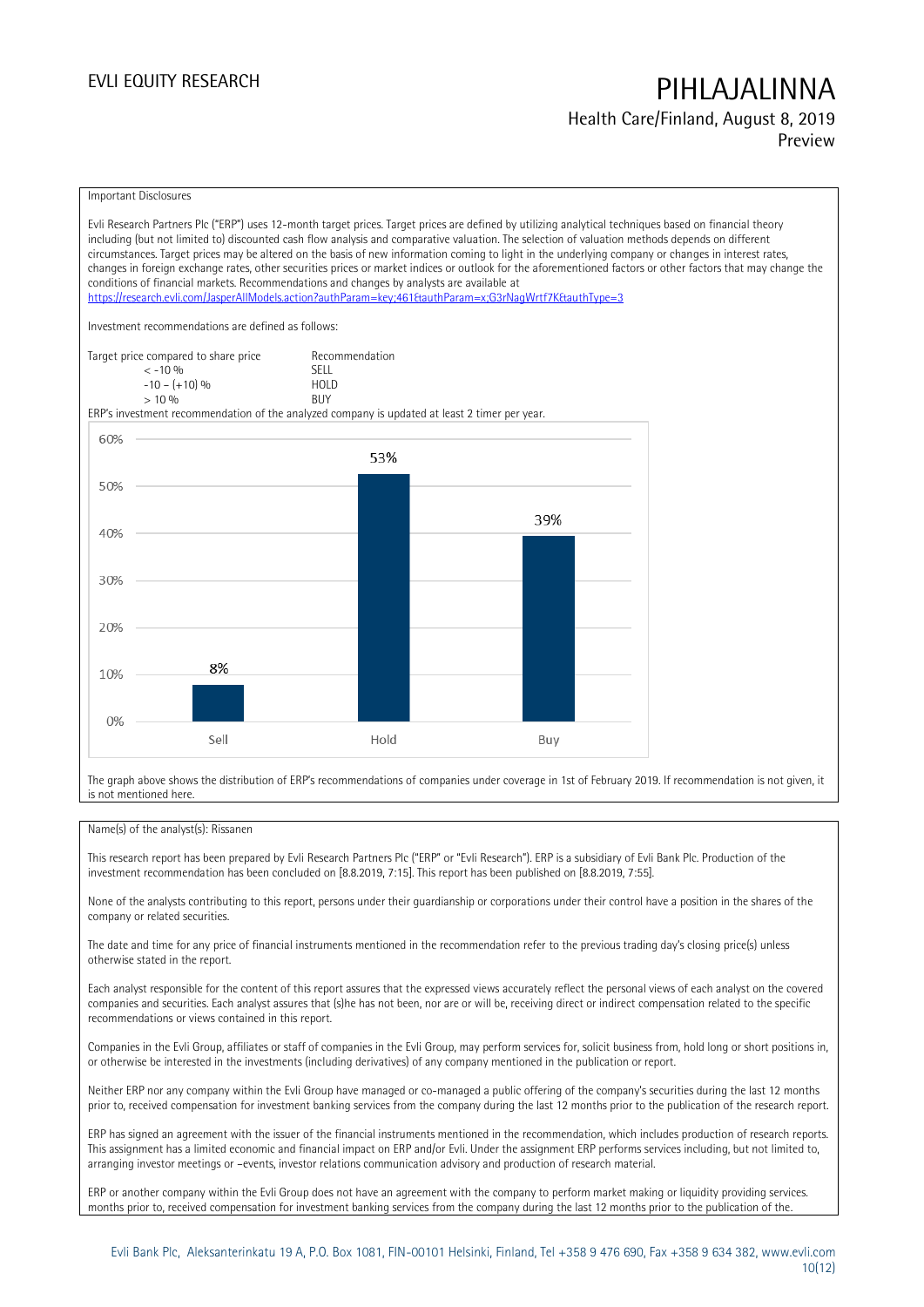Important Disclosures

Evli Research Partners Plc ("ERP") uses 12-month target prices. Target prices are defined by utilizing analytical techniques based on financial theory including (but not limited to) discounted cash flow analysis and comparative valuation. The selection of valuation methods depends on different circumstances. Target prices may be altered on the basis of new information coming to light in the underlying company or changes in interest rates, changes in foreign exchange rates, other securities prices or market indices or outlook for the aforementioned factors or other factors that may change the conditions of financial markets. Recommendations and changes by analysts are available at https://research.evli.com/JasperAllModels.action?authParam=key;461&authParam=x;G3rNagWrtf7K&authType=3

Investment recommendations are defined as follows:

| Target price compared to share price | Recommendation |
|---|---|
| < -10 % | SELL |
| -10 – (+10) % | HOLD |
| > 10 % | BUY |

ERP's investment recommendation of the analyzed company is updated at least 2 timer per year.

60%
50%
40%
30%
20%
10%
0%

Sell 8%
Hold 53%
Buy 39%

The graph above shows the distribution of ERP's recommendations of companies under coverage in 1st of February 2019. If recommendation is not given, it is not mentioned here.

Name(s) of the analyst(s): Rissanen

This research report has been prepared by Evli Research Partners Plc ("ERP" or "Evli Research"). ERP is a subsidiary of Evli Bank Plc. Production of the investment recommendation has been concluded on [8.8.2019, 7:15]. This report has been published on [8.8.2019, 7:55].

None of the analysts contributing to this report, persons under their guardianship or corporations under their control have a position in the shares of the company or related securities.

The date and time for any price of financial instruments mentioned in the recommendation refer to the previous trading day's closing price(s) unless otherwise stated in the report.

Each analyst responsible for the content of this report assures that the expressed views accurately reflect the personal views of each analyst on the covered companies and securities. Each analyst assures that (s)he has not been, nor are or will be, receiving direct or indirect compensation related to the specific recommendations or views contained in this report.

Companies in the Evli Group, affiliates or staff of companies in the Evli Group, may perform services for, solicit business from, hold long or short positions in, or otherwise be interested in the investments (including derivatives) of any company mentioned in the publication or report.

Neither ERP nor any company within the Evli Group have managed or co-managed a public offering of the company's securities during the last 12 months prior to, received compensation for investment banking services from the company during the last 12 months prior to the publication of the research report.

ERP has signed an agreement with the issuer of the financial instruments mentioned in the recommendation, which includes production of research reports. This assignment has a limited economic and financial impact on ERP and/or Evli. Under the assignment ERP performs services including, but not limited to, arranging investor meetings or –events, investor relations communication advisory and production of research material.

ERP or another company within the Evli Group does not have an agreement with the company to perform market making or liquidity providing services. months prior to, received compensation for investment banking services from the company during the last 12 months prior to the publication of the.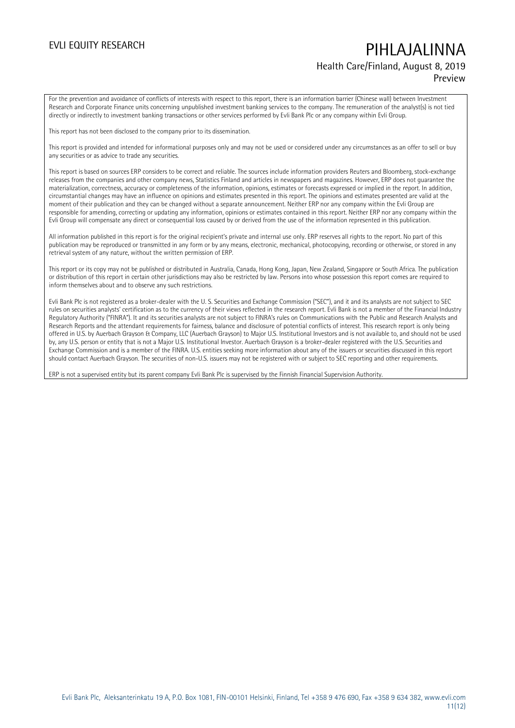For the prevention and avoidance of conflicts of interests with respect to this report, there is an information barrier (Chinese wall) between Investment Research and Corporate Finance units concerning unpublished investment banking services to the company. The remuneration of the analyst(s) is not tied directly or indirectly to investment banking transactions or other services performed by Evli Bank Plc or any company within Evli Group.

This report has not been disclosed to the company prior to its dissemination.

This report is provided and intended for informational purposes only and may not be used or considered under any circumstances as an offer to sell or buy any securities or as advice to trade any securities.

This report is based on sources ERP considers to be correct and reliable. The sources include information providers Reuters and Bloomberg, stock-exchange releases from the companies and other company news, Statistics Finland and articles in newspapers and magazines. However, ERP does not guarantee the materialization, correctness, accuracy or completeness of the information, opinions, estimates or forecasts expressed or implied in the report. In addition, circumstantial changes may have an influence on opinions and estimates presented in this report. The opinions and estimates presented are valid at the moment of their publication and they can be changed without a separate announcement. Neither ERP nor any company within the Evli Group are responsible for amending, correcting or updating any information, opinions or estimates contained in this report. Neither ERP nor any company within the Evli Group will compensate any direct or consequential loss caused by or derived from the use of the information represented in this publication.

All information published in this report is for the original recipient's private and internal use only. ERP reserves all rights to the report. No part of this publication may be reproduced or transmitted in any form or by any means, electronic, mechanical, photocopying, recording or otherwise, or stored in any retrieval system of any nature, without the written permission of ERP.

This report or its copy may not be published or distributed in Australia, Canada, Hong Kong, Japan, New Zealand, Singapore or South Africa. The publication or distribution of this report in certain other jurisdictions may also be restricted by law. Persons into whose possession this report comes are required to inform themselves about and to observe any such restrictions.

Evli Bank Plc is not registered as a broker-dealer with the U. S. Securities and Exchange Commission ("SEC"), and it and its analysts are not subject to SEC rules on securities analysts' certification as to the currency of their views reflected in the research report. Evli Bank is not a member of the Financial Industry Regulatory Authority ("FINRA"). It and its securities analysts are not subject to FINRA's rules on Communications with the Public and Research Analysts and Research Reports and the attendant requirements for fairness, balance and disclosure of potential conflicts of interest. This research report is only being offered in U.S. by Auerbach Grayson & Company, LLC (Auerbach Grayson) to Major U.S. Institutional Investors and is not available to, and should not be used by, any U.S. person or entity that is not a Major U.S. Institutional Investor. Auerbach Grayson is a broker-dealer registered with the U.S. Securities and Exchange Commission and is a member of the FINRA. U.S. entities seeking more information about any of the issuers or securities discussed in this report should contact Auerbach Grayson. The securities of non-U.S. issuers may not be registered with or subject to SEC reporting and other requirements.

ERP is not a supervised entity but its parent company Evli Bank Plc is supervised by the Finnish Financial Supervision Authority.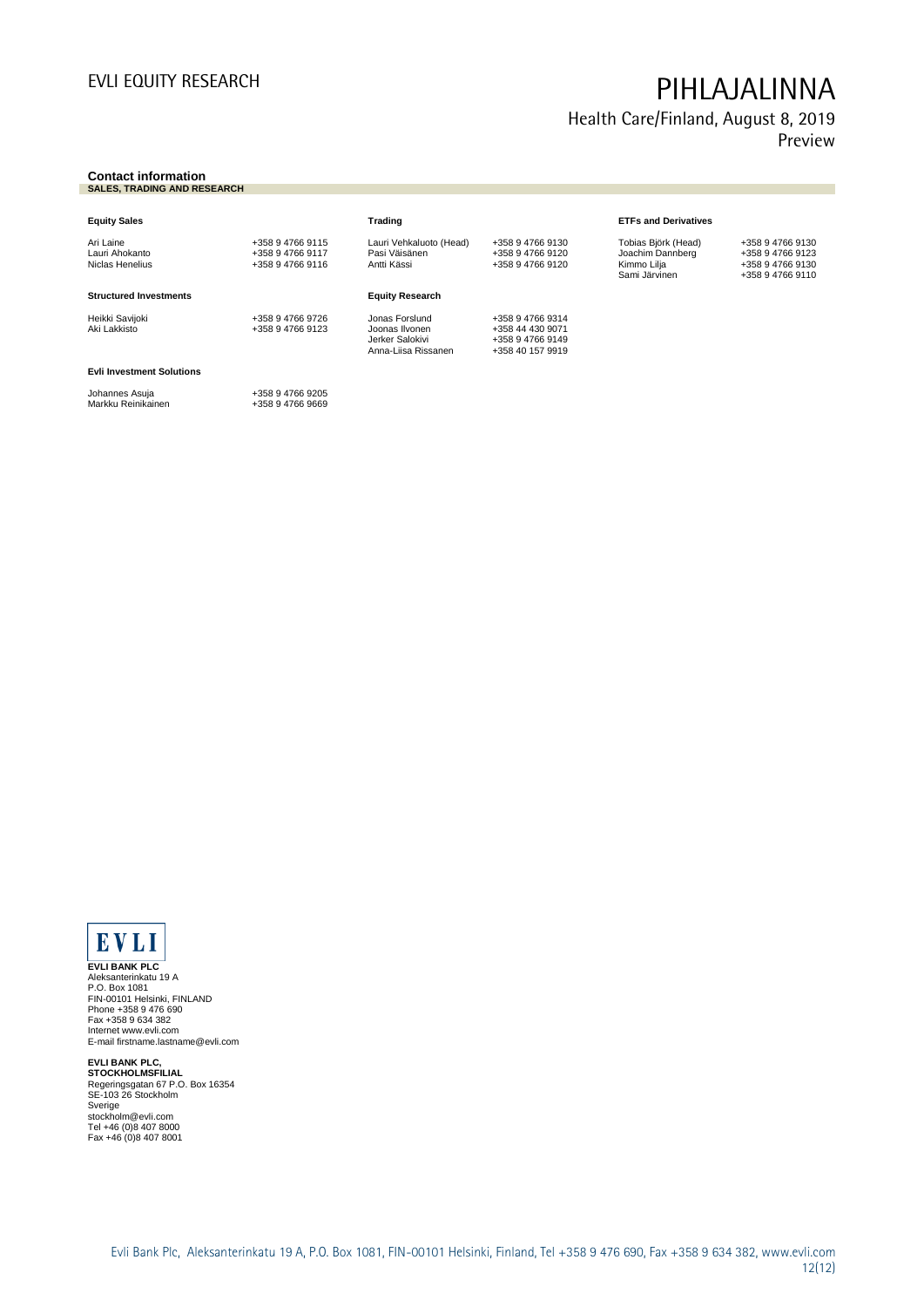## Contact information

**SALES, TRADING AND RESEARCH**

**Equity Sales**

| | |
|---|---|
| Ari Laine | +358 9 4766 9115 |
| Lauri Ahokanto | +358 9 4766 9117 |
| Niclas Henelius | +358 9 4766 9116 |

**Structured Investments**

| | |
|---|---|
| Heikki Savijoki | +358 9 4766 9726 |
| Aki Lakkisto | +358 9 4766 9123 |

**Evli Investment Solutions**

| | |
|---|---|
| Johannes Asuja | +358 9 4766 9205 |
| Markku Reinikainen | +358 9 4766 9669 |

**Trading**

| | |
|---|---|
| Lauri Vehkaluoto (Head) | +358 9 4766 9130 |
| Pasi Väisänen | +358 9 4766 9120 |
| Antti Kässi | +358 9 4766 9120 |

**Equity Research**

| | |
|---|---|
| Jonas Forslund | +358 9 4766 9314 |
| Joonas Ilvonen | +358 44 430 9071 |
| Jerker Salokivi | +358 9 4766 9149 |
| Anna-Liisa Rissanen | +358 40 157 9919 |

**ETFs and Derivatives**

| | |
|---|---|
| Tobias Björk (Head) | +358 9 4766 9130 |
| Joachim Dannberg | +358 9 4766 9123 |
| Kimmo Lilja | +358 9 4766 9130 |
| Sami Järvinen | +358 9 4766 9110 |

**EVLI BANK PLC**
Aleksanterinkatu 19 A
P.O. Box 1081
FIN-00101 Helsinki, FINLAND
Phone +358 9 476 690
Fax +358 9 634 382
Internet www.evli.com
E-mail firstname.lastname@evli.com

**EVLI BANK PLC, STOCKHOLMSFILIAL**
Regeringsgatan 67 P.O. Box 16354
SE-103 26 Stockholm
Sverige
stockholm@evli.com
Tel +46 (0)8 407 8000
Fax +46 (0)8 407 8001